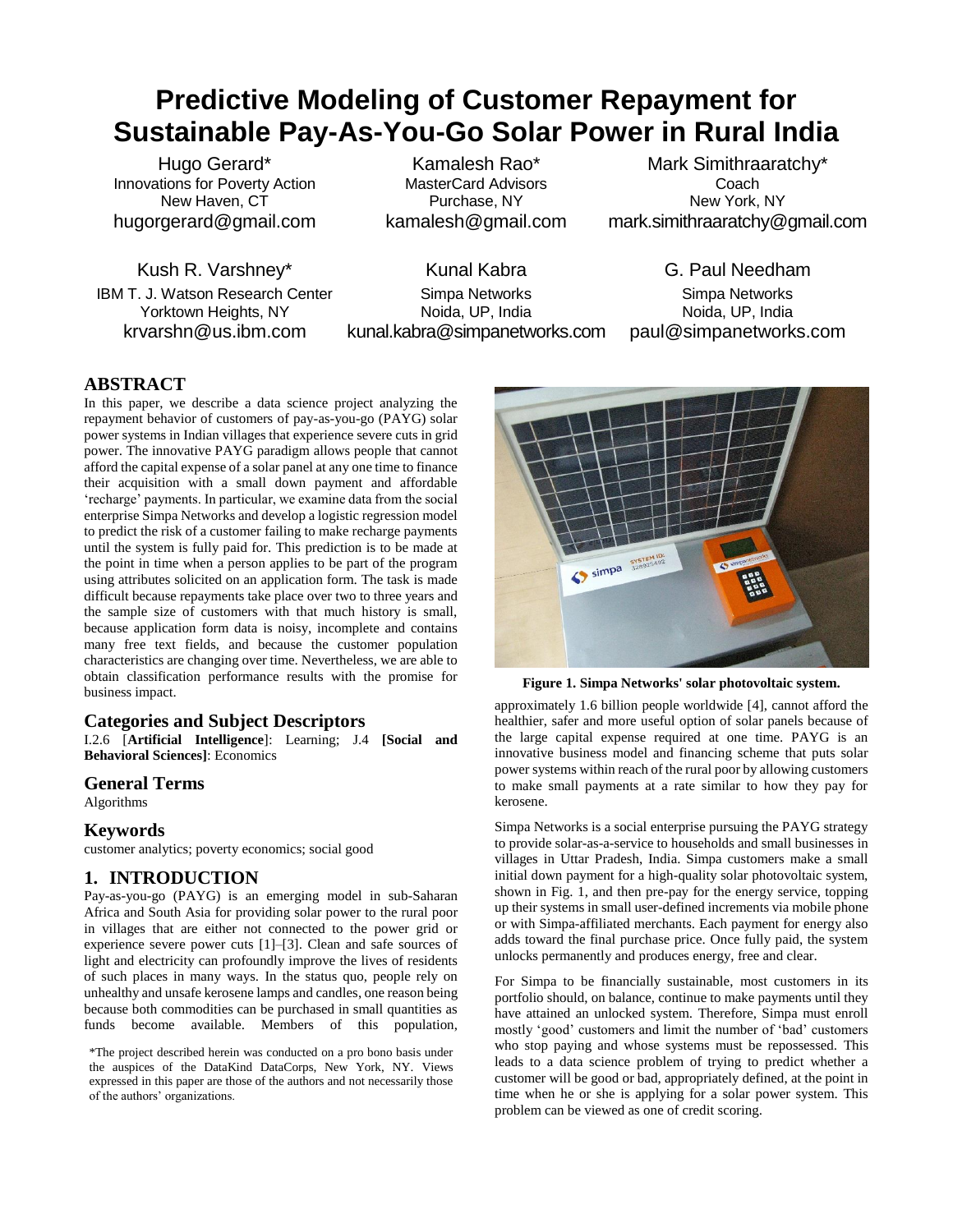# Predictive Modeling of Customer Repayment for Sustainable Pay-As-You-Go Solar Power in Rural India

Hugo Gerard*
Innovations for Poverty Action
New Haven, CT
hugorgerard@gmail.com

Kamalesh Rao*
MasterCard Advisors
Purchase, NY
kamalesh@gmail.com

Mark Simithraaratchy*
Coach
New York, NY
mark.simithraaratchy@gmail.com

Kush R. Varshney*
IBM T. J. Watson Research Center
Yorktown Heights, NY
krvarshn@us.ibm.com

Kunal Kabra
Simpa Networks
Noida, UP, India
kunal.kabra@simpanetworks.com

G. Paul Needham
Simpa Networks
Noida, UP, India
paul@simpanetworks.com

## ABSTRACT

In this paper, we describe a data science project analyzing the repayment behavior of customers of pay-as-you-go (PAYG) solar power systems in Indian villages that experience severe cuts in grid power. The innovative PAYG paradigm allows people that cannot afford the capital expense of a solar panel at any one time to finance their acquisition with a small down payment and affordable 'recharge' payments. In particular, we examine data from the social enterprise Simpa Networks and develop a logistic regression model to predict the risk of a customer failing to make recharge payments until the system is fully paid for. This prediction is to be made at the point in time when a person applies to be part of the program using attributes solicited on an application form. The task is made difficult because repayments take place over two to three years and the sample size of customers with that much history is small, because application form data is noisy, incomplete and contains many free text fields, and because the customer population characteristics are changing over time. Nevertheless, we are able to obtain classification performance results with the promise for business impact.

## Categories and Subject Descriptors

I.2.6 [**Artificial Intelligence**]: Learning; J.4 **[Social and Behavioral Sciences]**: Economics

## General Terms

Algorithms

## Keywords

customer analytics; poverty economics; social good

## 1. INTRODUCTION

Pay-as-you-go (PAYG) is an emerging model in sub-Saharan Africa and South Asia for providing solar power to the rural poor in villages that are either not connected to the power grid or experience severe power cuts [1]–[3]. Clean and safe sources of light and electricity can profoundly improve the lives of residents of such places in many ways. In the status quo, people rely on unhealthy and unsafe kerosene lamps and candles, one reason being because both commodities can be purchased in small quantities as funds become available. Members of this population, approximately 1.6 billion people worldwide [4], cannot afford the healthier, safer and more useful option of solar panels because of the large capital expense required at one time. PAYG is an innovative business model and financing scheme that puts solar power systems within reach of the rural poor by allowing customers to make small payments at a rate similar to how they pay for kerosene.

**Figure 1. Simpa Networks' solar photovoltaic system.**

Simpa Networks is a social enterprise pursuing the PAYG strategy to provide solar-as-a-service to households and small businesses in villages in Uttar Pradesh, India. Simpa customers make a small initial down payment for a high-quality solar photovoltaic system, shown in Fig. 1, and then pre-pay for the energy service, topping up their systems in small user-defined increments via mobile phone or with Simpa-affiliated merchants. Each payment for energy also adds toward the final purchase price. Once fully paid, the system unlocks permanently and produces energy, free and clear.

For Simpa to be financially sustainable, most customers in its portfolio should, on balance, continue to make payments until they have attained an unlocked system. Therefore, Simpa must enroll mostly 'good' customers and limit the number of 'bad' customers who stop paying and whose systems must be repossessed. This leads to a data science problem of trying to predict whether a customer will be good or bad, appropriately defined, at the point in time when he or she is applying for a solar power system. This problem can be viewed as one of credit scoring.

*The project described herein was conducted on a pro bono basis under the auspices of the DataKind DataCorps, New York, NY. Views expressed in this paper are those of the authors and not necessarily those of the authors' organizations.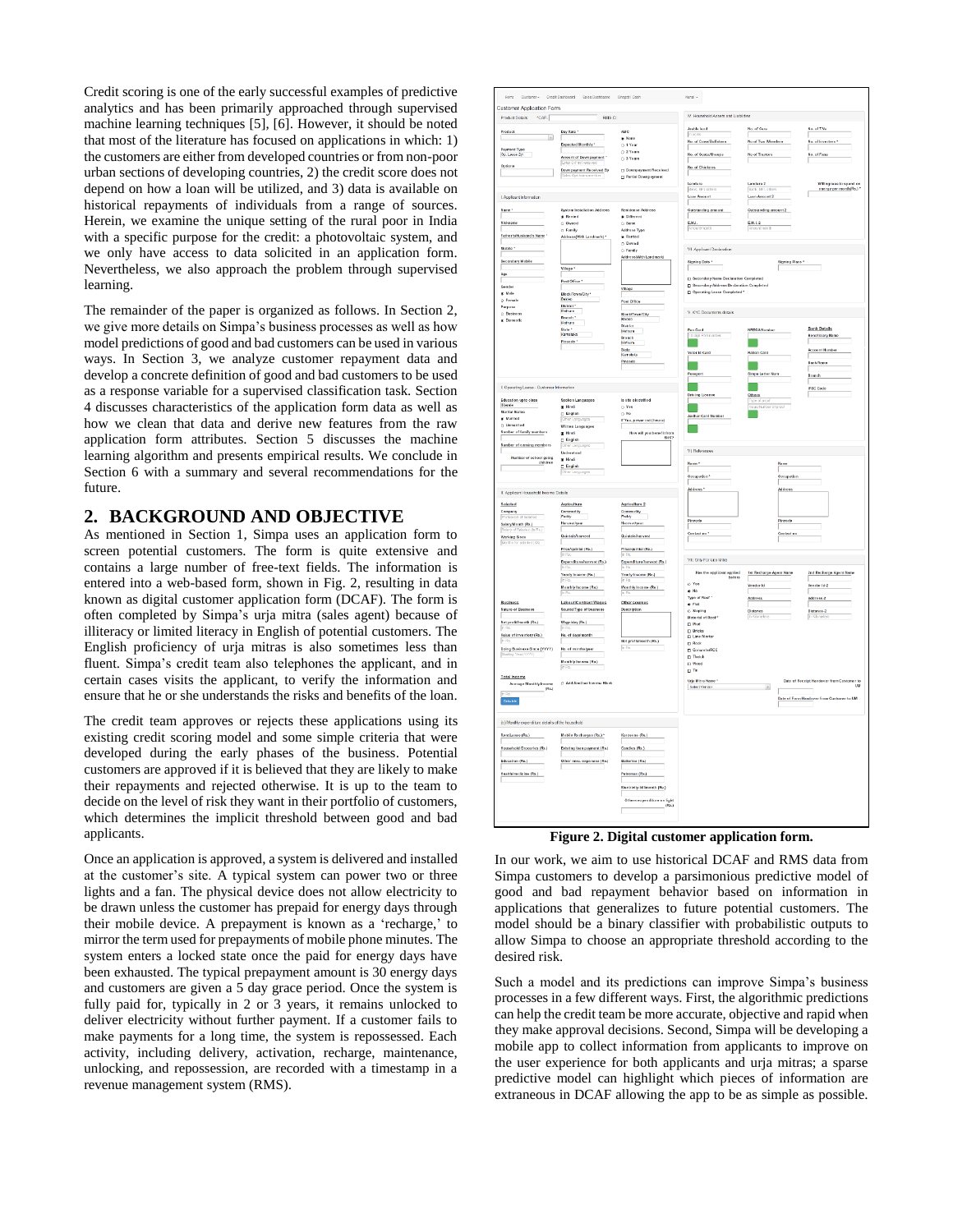Credit scoring is one of the early successful examples of predictive analytics and has been primarily approached through supervised machine learning techniques [5], [6]. However, it should be noted that most of the literature has focused on applications in which: 1) the customers are either from developed countries or from non-poor urban sections of developing countries, 2) the credit score does not depend on how a loan will be utilized, and 3) data is available on historical repayments of individuals from a range of sources. Herein, we examine the unique setting of the rural poor in India with a specific purpose for the credit: a photovoltaic system, and we only have access to data solicited in an application form. Nevertheless, we also approach the problem through supervised learning.

The remainder of the paper is organized as follows. In Section 2, we give more details on Simpa's business processes as well as how model predictions of good and bad customers can be used in various ways. In Section 3, we analyze customer repayment data and develop a concrete definition of good and bad customers to be used as a response variable for a supervised classification task. Section 4 discusses characteristics of the application form data as well as how we clean that data and derive new features from the raw application form attributes. Section 5 discusses the machine learning algorithm and presents empirical results. We conclude in Section 6 with a summary and several recommendations for the future.

## 2. BACKGROUND AND OBJECTIVE

As mentioned in Section 1, Simpa uses an application form to screen potential customers. The form is quite extensive and contains a large number of free-text fields. The information is entered into a web-based form, shown in Fig. 2, resulting in data known as digital customer application form (DCAF). The form is often completed by Simpa's urja mitra (sales agent) because of illiteracy or limited literacy in English of potential customers. The English proficiency of urja mitras is also sometimes less than fluent. Simpa's credit team also telephones the applicant, and in certain cases visits the applicant, to verify the information and ensure that he or she understands the risks and benefits of the loan.

The credit team approves or rejects these applications using its existing credit scoring model and some simple criteria that were developed during the early phases of the business. Potential customers are approved if it is believed that they are likely to make their repayments and rejected otherwise. It is up to the team to decide on the level of risk they want in their portfolio of customers, which determines the implicit threshold between good and bad applicants.

Once an application is approved, a system is delivered and installed at the customer's site. A typical system can power two or three lights and a fan. The physical device does not allow electricity to be drawn unless the customer has prepaid for energy days through their mobile device. A prepayment is known as a 'recharge,' to mirror the term used for prepayments of mobile phone minutes. The system enters a locked state once the paid for energy days have been exhausted. The typical prepayment amount is 30 energy days and customers are given a 5 day grace period. Once the system is fully paid for, typically in 2 or 3 years, it remains unlocked to deliver electricity without further payment. If a customer fails to make payments for a long time, the system is repossessed. Each activity, including delivery, activation, recharge, maintenance, unlocking, and repossession, are recorded with a timestamp in a revenue management system (RMS).

**Figure 2. Digital customer application form.**

In our work, we aim to use historical DCAF and RMS data from Simpa customers to develop a parsimonious predictive model of good and bad repayment behavior based on information in applications that generalizes to future potential customers. The model should be a binary classifier with probabilistic outputs to allow Simpa to choose an appropriate threshold according to the desired risk.

Such a model and its predictions can improve Simpa's business processes in a few different ways. First, the algorithmic predictions can help the credit team be more accurate, objective and rapid when they make approval decisions. Second, Simpa will be developing a mobile app to collect information from applicants to improve on the user experience for both applicants and urja mitras; a sparse predictive model can highlight which pieces of information are extraneous in DCAF allowing the app to be as simple as possible.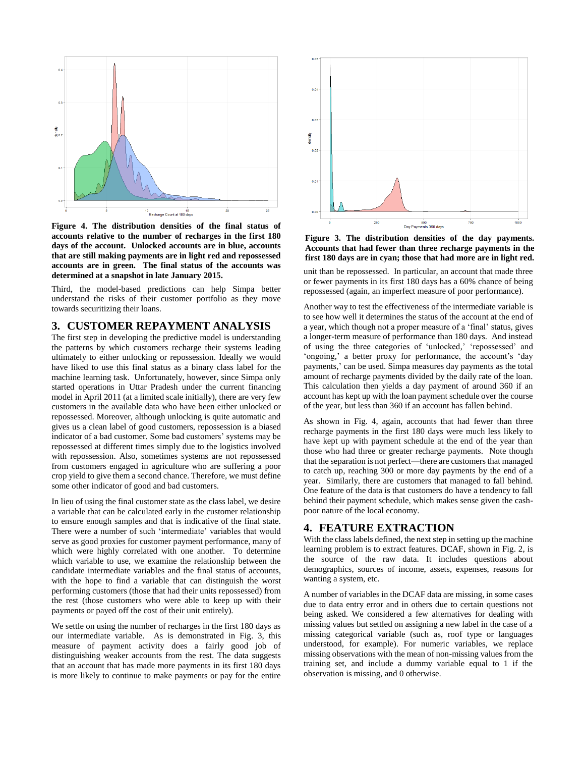**Figure 4. The distribution densities of the final status of accounts relative to the number of recharges in the first 180 days of the account. Unlocked accounts are in blue, accounts that are still making payments are in light red and repossessed accounts are in green. The final status of the accounts was determined at a snapshot in late January 2015.**

Third, the model-based predictions can help Simpa better understand the risks of their customer portfolio as they move towards securitizing their loans.

## 3. CUSTOMER REPAYMENT ANALYSIS

The first step in developing the predictive model is understanding the patterns by which customers recharge their systems leading ultimately to either unlocking or repossession. Ideally we would have liked to use this final status as a binary class label for the machine learning task. Unfortunately, however, since Simpa only started operations in Uttar Pradesh under the current financing model in April 2011 (at a limited scale initially), there are very few customers in the available data who have been either unlocked or repossessed. Moreover, although unlocking is quite automatic and gives us a clean label of good customers, repossession is a biased indicator of a bad customer. Some bad customers' systems may be repossessed at different times simply due to the logistics involved with repossession. Also, sometimes systems are not repossessed from customers engaged in agriculture who are suffering a poor crop yield to give them a second chance. Therefore, we must define some other indicator of good and bad customers.

In lieu of using the final customer state as the class label, we desire a variable that can be calculated early in the customer relationship to ensure enough samples and that is indicative of the final state. There were a number of such 'intermediate' variables that would serve as good proxies for customer payment performance, many of which were highly correlated with one another. To determine which variable to use, we examine the relationship between the candidate intermediate variables and the final status of accounts, with the hope to find a variable that can distinguish the worst performing customers (those that had their units repossessed) from the rest (those customers who were able to keep up with their payments or payed off the cost of their unit entirely).

We settle on using the number of recharges in the first 180 days as our intermediate variable. As is demonstrated in Fig. 3, this measure of payment activity does a fairly good job of distinguishing weaker accounts from the rest. The data suggests that an account that has made more payments in its first 180 days is more likely to continue to make payments or pay for the entire unit than be repossessed. In particular, an account that made three or fewer payments in its first 180 days has a 60% chance of being repossessed (again, an imperfect measure of poor performance).

**Figure 3. The distribution densities of the day payments. Accounts that had fewer than three recharge payments in the first 180 days are in cyan; those that had more are in light red.**

Another way to test the effectiveness of the intermediate variable is to see how well it determines the status of the account at the end of a year, which though not a proper measure of a 'final' status, gives a longer-term measure of performance than 180 days. And instead of using the three categories of 'unlocked,' 'repossessed' and 'ongoing,' a better proxy for performance, the account's 'day payments,' can be used. Simpa measures day payments as the total amount of recharge payments divided by the daily rate of the loan. This calculation then yields a day payment of around 360 if an account has kept up with the loan payment schedule over the course of the year, but less than 360 if an account has fallen behind.

As shown in Fig. 4, again, accounts that had fewer than three recharge payments in the first 180 days were much less likely to have kept up with payment schedule at the end of the year than those who had three or greater recharge payments. Note though that the separation is not perfect—there are customers that managed to catch up, reaching 300 or more day payments by the end of a year. Similarly, there are customers that managed to fall behind. One feature of the data is that customers do have a tendency to fall behind their payment schedule, which makes sense given the cash-poor nature of the local economy.

## 4. FEATURE EXTRACTION

With the class labels defined, the next step in setting up the machine learning problem is to extract features. DCAF, shown in Fig. 2, is the source of the raw data. It includes questions about demographics, sources of income, assets, expenses, reasons for wanting a system, etc.

A number of variables in the DCAF data are missing, in some cases due to data entry error and in others due to certain questions not being asked. We considered a few alternatives for dealing with missing values but settled on assigning a new label in the case of a missing categorical variable (such as, roof type or languages understood, for example). For numeric variables, we replace missing observations with the mean of non-missing values from the training set, and include a dummy variable equal to 1 if the observation is missing, and 0 otherwise.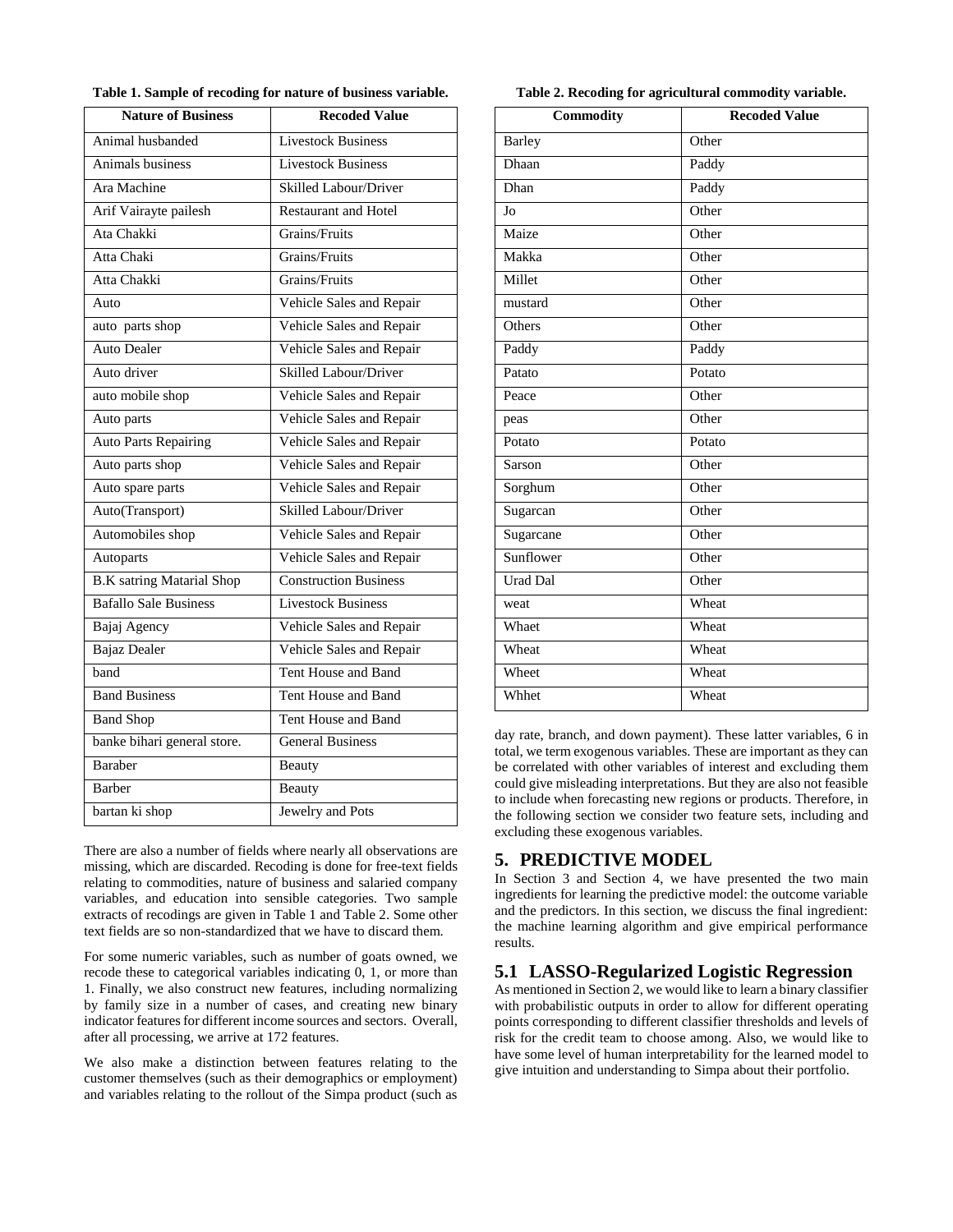**Table 1. Sample of recoding for nature of business variable.**

| Nature of Business | Recoded Value |
|---|---|
| Animal husbanded | Livestock Business |
| Animals business | Livestock Business |
| Ara Machine | Skilled Labour/Driver |
| Arif Vairayte pailesh | Restaurant and Hotel |
| Ata Chakki | Grains/Fruits |
| Atta Chaki | Grains/Fruits |
| Atta Chakki | Grains/Fruits |
| Auto | Vehicle Sales and Repair |
| auto parts shop | Vehicle Sales and Repair |
| Auto Dealer | Vehicle Sales and Repair |
| Auto driver | Skilled Labour/Driver |
| auto mobile shop | Vehicle Sales and Repair |
| Auto parts | Vehicle Sales and Repair |
| Auto Parts Repairing | Vehicle Sales and Repair |
| Auto parts shop | Vehicle Sales and Repair |
| Auto spare parts | Vehicle Sales and Repair |
| Auto(Transport) | Skilled Labour/Driver |
| Automobiles shop | Vehicle Sales and Repair |
| Autoparts | Vehicle Sales and Repair |
| B.K satring Matarial Shop | Construction Business |
| Bafallo Sale Business | Livestock Business |
| Bajaj Agency | Vehicle Sales and Repair |
| Bajaz Dealer | Vehicle Sales and Repair |
| band | Tent House and Band |
| Band Business | Tent House and Band |
| Band Shop | Tent House and Band |
| banke bihari general store. | General Business |
| Baraber | Beauty |
| Barber | Beauty |
| bartan ki shop | Jewelry and Pots |

There are also a number of fields where nearly all observations are missing, which are discarded. Recoding is done for free-text fields relating to commodities, nature of business and salaried company variables, and education into sensible categories. Two sample extracts of recodings are given in Table 1 and Table 2. Some other text fields are so non-standardized that we have to discard them.

For some numeric variables, such as number of goats owned, we recode these to categorical variables indicating 0, 1, or more than 1. Finally, we also construct new features, including normalizing by family size in a number of cases, and creating new binary indicator features for different income sources and sectors. Overall, after all processing, we arrive at 172 features.

We also make a distinction between features relating to the customer themselves (such as their demographics or employment) and variables relating to the rollout of the Simpa product (such as day rate, branch, and down payment). These latter variables, 6 in total, we term exogenous variables. These are important as they can be correlated with other variables of interest and excluding them could give misleading interpretations. But they are also not feasible to include when forecasting new regions or products. Therefore, in the following section we consider two feature sets, including and excluding these exogenous variables.

**Table 2. Recoding for agricultural commodity variable.**

| Commodity | Recoded Value |
|---|---|
| Barley | Other |
| Dhaan | Paddy |
| Dhan | Paddy |
| Jo | Other |
| Maize | Other |
| Makka | Other |
| Millet | Other |
| mustard | Other |
| Others | Other |
| Paddy | Paddy |
| Patato | Potato |
| Peace | Other |
| peas | Other |
| Potato | Potato |
| Sarson | Other |
| Sorghum | Other |
| Sugarcan | Other |
| Sugarcane | Other |
| Sunflower | Other |
| Urad Dal | Other |
| weat | Wheat |
| Whaet | Wheat |
| Wheat | Wheat |
| Wheet | Wheat |
| Whhet | Wheat |

## 5. PREDICTIVE MODEL

In Section 3 and Section 4, we have presented the two main ingredients for learning the predictive model: the outcome variable and the predictors. In this section, we discuss the final ingredient: the machine learning algorithm and give empirical performance results.

### 5.1 LASSO-Regularized Logistic Regression

As mentioned in Section 2, we would like to learn a binary classifier with probabilistic outputs in order to allow for different operating points corresponding to different classifier thresholds and levels of risk for the credit team to choose among. Also, we would like to have some level of human interpretability for the learned model to give intuition and understanding to Simpa about their portfolio.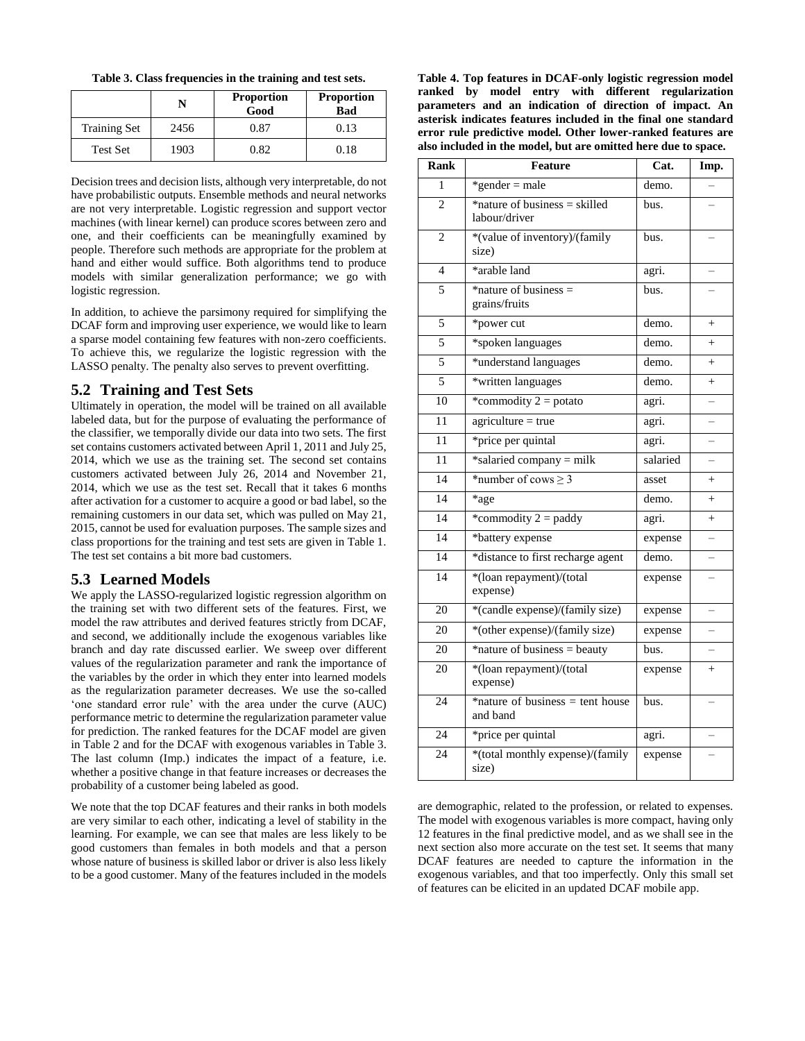**Table 3. Class frequencies in the training and test sets.**

| | N | Proportion Good | Proportion Bad |
|---|---|---|---|
| Training Set | 2456 | 0.87 | 0.13 |
| Test Set | 1903 | 0.82 | 0.18 |

Decision trees and decision lists, although very interpretable, do not have probabilistic outputs. Ensemble methods and neural networks are not very interpretable. Logistic regression and support vector machines (with linear kernel) can produce scores between zero and one, and their coefficients can be meaningfully examined by people. Therefore such methods are appropriate for the problem at hand and either would suffice. Both algorithms tend to produce models with similar generalization performance; we go with logistic regression.

In addition, to achieve the parsimony required for simplifying the DCAF form and improving user experience, we would like to learn a sparse model containing few features with non-zero coefficients. To achieve this, we regularize the logistic regression with the LASSO penalty. The penalty also serves to prevent overfitting.

## 5.2 Training and Test Sets

Ultimately in operation, the model will be trained on all available labeled data, but for the purpose of evaluating the performance of the classifier, we temporally divide our data into two sets. The first set contains customers activated between April 1, 2011 and July 25, 2014, which we use as the training set. The second set contains customers activated between July 26, 2014 and November 21, 2014, which we use as the test set. Recall that it takes 6 months after activation for a customer to acquire a good or bad label, so the remaining customers in our data set, which was pulled on May 21, 2015, cannot be used for evaluation purposes. The sample sizes and class proportions for the training and test sets are given in Table 1. The test set contains a bit more bad customers.

## 5.3 Learned Models

We apply the LASSO-regularized logistic regression algorithm on the training set with two different sets of the features. First, we model the raw attributes and derived features strictly from DCAF, and second, we additionally include the exogenous variables like branch and day rate discussed earlier. We sweep over different values of the regularization parameter and rank the importance of the variables by the order in which they enter into learned models as the regularization parameter decreases. We use the so-called 'one standard error rule' with the area under the curve (AUC) performance metric to determine the regularization parameter value for prediction. The ranked features for the DCAF model are given in Table 2 and for the DCAF with exogenous variables in Table 3. The last column (Imp.) indicates the impact of a feature, i.e. whether a positive change in that feature increases or decreases the probability of a customer being labeled as good.

We note that the top DCAF features and their ranks in both models are very similar to each other, indicating a level of stability in the learning. For example, we can see that males are less likely to be good customers than females in both models and that a person whose nature of business is skilled labor or driver is also less likely to be a good customer. Many of the features included in the models are demographic, related to the profession, or related to expenses. The model with exogenous variables is more compact, having only 12 features in the final predictive model, and as we shall see in the next section also more accurate on the test set. It seems that many DCAF features are needed to capture the information in the exogenous variables, and that too imperfectly. Only this small set of features can be elicited in an updated DCAF mobile app.

**Table 4. Top features in DCAF-only logistic regression model ranked by model entry with different regularization parameters and an indication of direction of impact. An asterisk indicates features included in the final one standard error rule predictive model. Other lower-ranked features are also included in the model, but are omitted here due to space.**

| Rank | Feature | Cat. | Imp. |
|---|---|---|---|
| 1 | *gender = male | demo. | – |
| 2 | *nature of business = skilled labour/driver | bus. | – |
| 2 | *(value of inventory)/(family size) | bus. | – |
| 4 | *arable land | agri. | – |
| 5 | *nature of business = grains/fruits | bus. | – |
| 5 | *power cut | demo. | + |
| 5 | *spoken languages | demo. | + |
| 5 | *understand languages | demo. | + |
| 5 | *written languages | demo. | + |
| 10 | *commodity 2 = potato | agri. | – |
| 11 | agriculture = true | agri. | – |
| 11 | *price per quintal | agri. | – |
| 11 | *salaried company = milk | salaried | – |
| 14 | *number of cows $\geq$ 3 | asset | + |
| 14 | *age | demo. | + |
| 14 | *commodity 2 = paddy | agri. | + |
| 14 | *battery expense | expense | – |
| 14 | *distance to first recharge agent | demo. | – |
| 14 | *(loan repayment)/(total expense) | expense | – |
| 20 | *(candle expense)/(family size) | expense | – |
| 20 | *(other expense)/(family size) | expense | – |
| 20 | *nature of business = beauty | bus. | – |
| 20 | *(loan repayment)/(total expense) | expense | + |
| 24 | *nature of business = tent house and band | bus. | – |
| 24 | *price per quintal | agri. | – |
| 24 | *(total monthly expense)/(family size) | expense | – |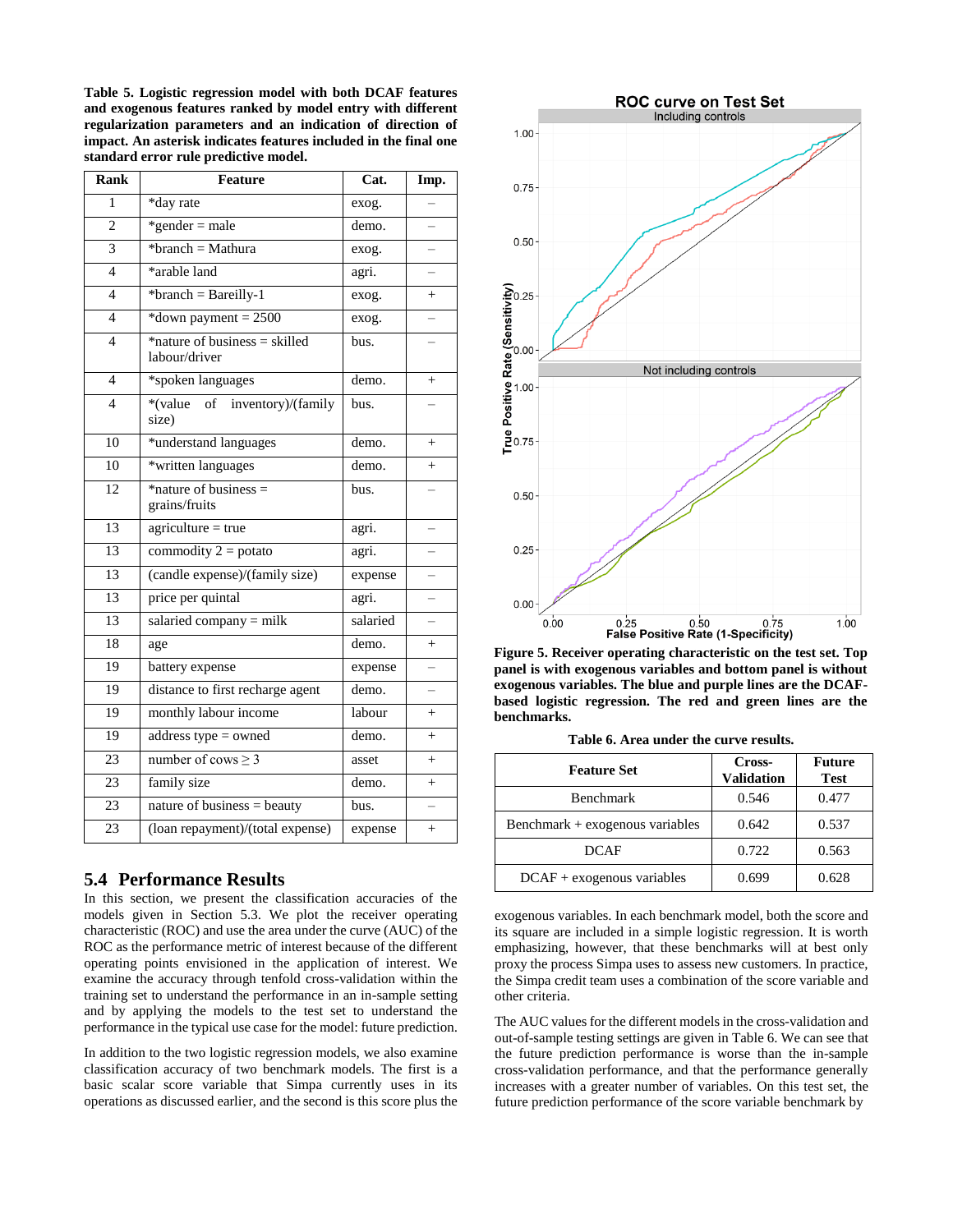**Table 5. Logistic regression model with both DCAF features and exogenous features ranked by model entry with different regularization parameters and an indication of direction of impact. An asterisk indicates features included in the final one standard error rule predictive model.**

| Rank | Feature | Cat. | Imp. |
|---|---|---|---|
| 1 | *day rate | exog. | – |
| 2 | *gender = male | demo. | – |
| 3 | *branch = Mathura | exog. | – |
| 4 | *arable land | agri. | – |
| 4 | *branch = Bareilly-1 | exog. | + |
| 4 | *down payment = 2500 | exog. | – |
| 4 | *nature of business = skilled labour/driver | bus. | – |
| 4 | *spoken languages | demo. | + |
| 4 | *(value of inventory)/(family size) | bus. | – |
| 10 | *understand languages | demo. | + |
| 10 | *written languages | demo. | + |
| 12 | *nature of business = grains/fruits | bus. | – |
| 13 | agriculture = true | agri. | – |
| 13 | commodity 2 = potato | agri. | – |
| 13 | (candle expense)/(family size) | expense | – |
| 13 | price per quintal | agri. | – |
| 13 | salaried company = milk | salaried | – |
| 18 | age | demo. | + |
| 19 | battery expense | expense | – |
| 19 | distance to first recharge agent | demo. | – |
| 19 | monthly labour income | labour | + |
| 19 | address type = owned | demo. | + |
| 23 | number of cows ≥ 3 | asset | + |
| 23 | family size | demo. | + |
| 23 | nature of business = beauty | bus. | – |
| 23 | (loan repayment)/(total expense) | expense | + |

## 5.4 Performance Results

In this section, we present the classification accuracies of the models given in Section 5.3. We plot the receiver operating characteristic (ROC) and use the area under the curve (AUC) of the ROC as the performance metric of interest because of the different operating points envisioned in the application of interest. We examine the accuracy through tenfold cross-validation within the training set to understand the performance in an in-sample setting and by applying the models to the test set to understand the performance in the typical use case for the model: future prediction.

In addition to the two logistic regression models, we also examine classification accuracy of two benchmark models. The first is a basic scalar score variable that Simpa currently uses in its operations as discussed earlier, and the second is this score plus the exogenous variables. In each benchmark model, both the score and its square are included in a simple logistic regression. It is worth emphasizing, however, that these benchmarks will at best only proxy the process Simpa uses to assess new customers. In practice, the Simpa credit team uses a combination of the score variable and other criteria.

**Figure 5. Receiver operating characteristic on the test set. Top panel is with exogenous variables and bottom panel is without exogenous variables. The blue and purple lines are the DCAF-based logistic regression. The red and green lines are the benchmarks.**

**Table 6. Area under the curve results.**

| Feature Set | Cross-Validation | Future Test |
|---|---|---|
| Benchmark | 0.546 | 0.477 |
| Benchmark + exogenous variables | 0.642 | 0.537 |
| DCAF | 0.722 | 0.563 |
| DCAF + exogenous variables | 0.699 | 0.628 |

The AUC values for the different models in the cross-validation and out-of-sample testing settings are given in Table 6. We can see that the future prediction performance is worse than the in-sample cross-validation performance, and that the performance generally increases with a greater number of variables. On this test set, the future prediction performance of the score variable benchmark by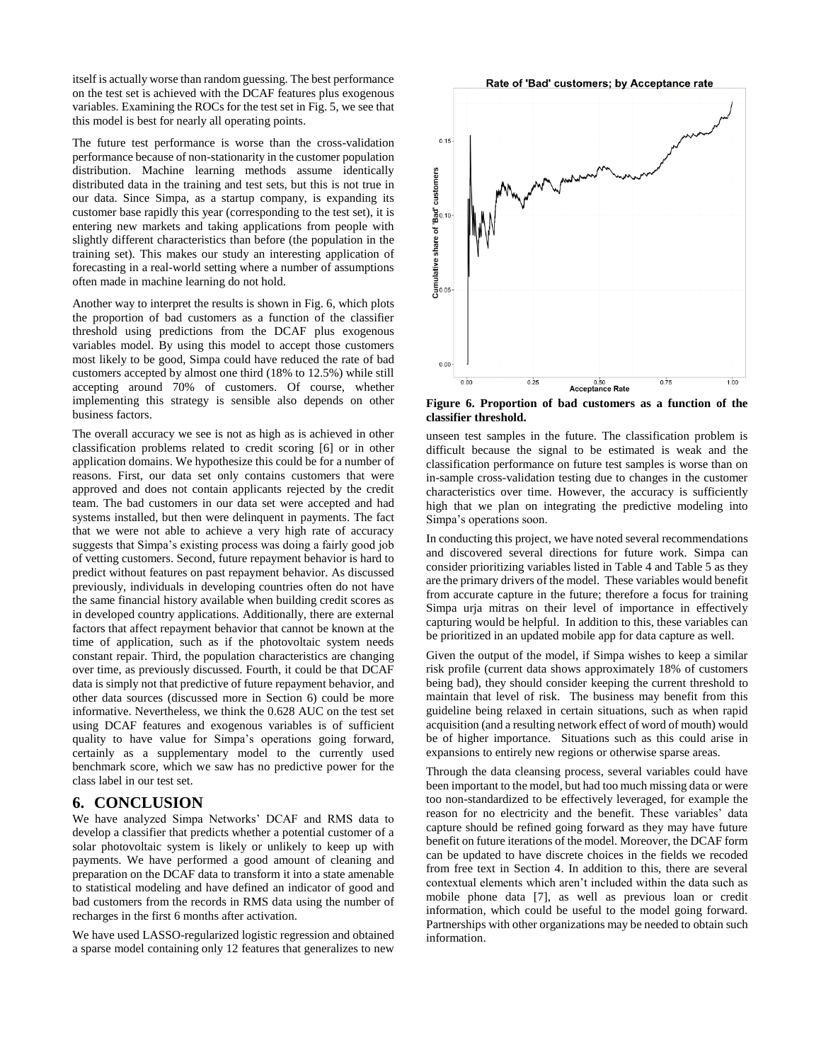itself is actually worse than random guessing. The best performance on the test set is achieved with the DCAF features plus exogenous variables. Examining the ROCs for the test set in Fig. 5, we see that this model is best for nearly all operating points.

The future test performance is worse than the cross-validation performance because of non-stationarity in the customer population distribution. Machine learning methods assume identically distributed data in the training and test sets, but this is not true in our data. Since Simpa, as a startup company, is expanding its customer base rapidly this year (corresponding to the test set), it is entering new markets and taking applications from people with slightly different characteristics than before (the population in the training set). This makes our study an interesting application of forecasting in a real-world setting where a number of assumptions often made in machine learning do not hold.

Another way to interpret the results is shown in Fig. 6, which plots the proportion of bad customers as a function of the classifier threshold using predictions from the DCAF plus exogenous variables model. By using this model to accept those customers most likely to be good, Simpa could have reduced the rate of bad customers accepted by almost one third (18% to 12.5%) while still accepting around 70% of customers. Of course, whether implementing this strategy is sensible also depends on other business factors.

The overall accuracy we see is not as high as is achieved in other classification problems related to credit scoring [6] or in other application domains. We hypothesize this could be for a number of reasons. First, our data set only contains customers that were approved and does not contain applicants rejected by the credit team. The bad customers in our data set were accepted and had systems installed, but then were delinquent in payments. The fact that we were not able to achieve a very high rate of accuracy suggests that Simpa's existing process was doing a fairly good job of vetting customers. Second, future repayment behavior is hard to predict without features on past repayment behavior. As discussed previously, individuals in developing countries often do not have the same financial history available when building credit scores as in developed country applications. Additionally, there are external factors that affect repayment behavior that cannot be known at the time of application, such as if the photovoltaic system needs constant repair. Third, the population characteristics are changing over time, as previously discussed. Fourth, it could be that DCAF data is simply not that predictive of future repayment behavior, and other data sources (discussed more in Section 6) could be more informative. Nevertheless, we think the 0.628 AUC on the test set using DCAF features and exogenous variables is of sufficient quality to have value for Simpa's operations going forward, certainly as a supplementary model to the currently used benchmark score, which we saw has no predictive power for the class label in our test set.

**Figure 6. Proportion of bad customers as a function of the classifier threshold.**

## 6. CONCLUSION

We have analyzed Simpa Networks' DCAF and RMS data to develop a classifier that predicts whether a potential customer of a solar photovoltaic system is likely or unlikely to keep up with payments. We have performed a good amount of cleaning and preparation on the DCAF data to transform it into a state amenable to statistical modeling and have defined an indicator of good and bad customers from the records in RMS data using the number of recharges in the first 6 months after activation.

We have used LASSO-regularized logistic regression and obtained a sparse model containing only 12 features that generalizes to new unseen test samples in the future. The classification problem is difficult because the signal to be estimated is weak and the classification performance on future test samples is worse than on in-sample cross-validation testing due to changes in the customer characteristics over time. However, the accuracy is sufficiently high that we plan on integrating the predictive modeling into Simpa's operations soon.

In conducting this project, we have noted several recommendations and discovered several directions for future work. Simpa can consider prioritizing variables listed in Table 4 and Table 5 as they are the primary drivers of the model. These variables would benefit from accurate capture in the future; therefore a focus for training Simpa urja mitras on their level of importance in effectively capturing would be helpful. In addition to this, these variables can be prioritized in an updated mobile app for data capture as well.

Given the output of the model, if Simpa wishes to keep a similar risk profile (current data shows approximately 18% of customers being bad), they should consider keeping the current threshold to maintain that level of risk. The business may benefit from this guideline being relaxed in certain situations, such as when rapid acquisition (and a resulting network effect of word of mouth) would be of higher importance. Situations such as this could arise in expansions to entirely new regions or otherwise sparse areas.

Through the data cleansing process, several variables could have been important to the model, but had too much missing data or were too non-standardized to be effectively leveraged, for example the reason for no electricity and the benefit. These variables' data capture should be refined going forward as they may have future benefit on future iterations of the model. Moreover, the DCAF form can be updated to have discrete choices in the fields we recoded from free text in Section 4. In addition to this, there are several contextual elements which aren't included within the data such as mobile phone data [7], as well as previous loan or credit information, which could be useful to the model going forward. Partnerships with other organizations may be needed to obtain such information.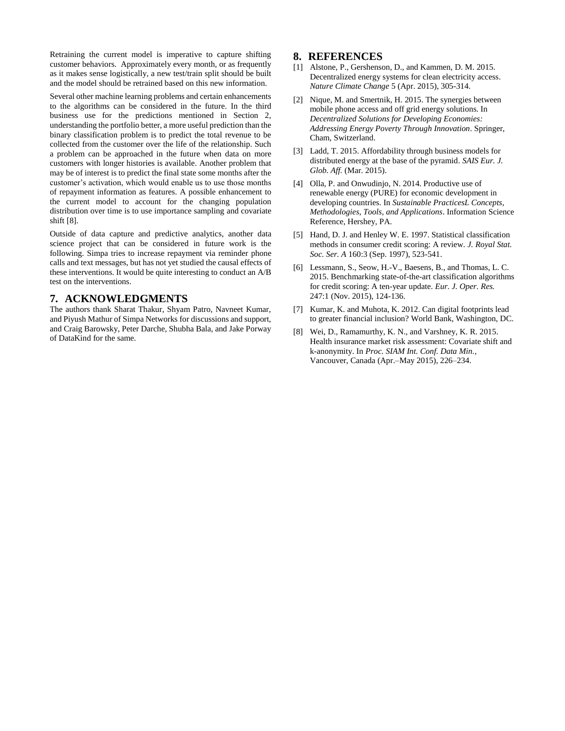Retraining the current model is imperative to capture shifting customer behaviors. Approximately every month, or as frequently as it makes sense logistically, a new test/train split should be built and the model should be retrained based on this new information.

Several other machine learning problems and certain enhancements to the algorithms can be considered in the future. In the third business use for the predictions mentioned in Section 2, understanding the portfolio better, a more useful prediction than the binary classification problem is to predict the total revenue to be collected from the customer over the life of the relationship. Such a problem can be approached in the future when data on more customers with longer histories is available. Another problem that may be of interest is to predict the final state some months after the customer's activation, which would enable us to use those months of repayment information as features. A possible enhancement to the current model to account for the changing population distribution over time is to use importance sampling and covariate shift [8].

Outside of data capture and predictive analytics, another data science project that can be considered in future work is the following. Simpa tries to increase repayment via reminder phone calls and text messages, but has not yet studied the causal effects of these interventions. It would be quite interesting to conduct an A/B test on the interventions.

## 7. ACKNOWLEDGMENTS

The authors thank Sharat Thakur, Shyam Patro, Navneet Kumar, and Piyush Mathur of Simpa Networks for discussions and support, and Craig Barowsky, Peter Darche, Shubha Bala, and Jake Porway of DataKind for the same.

## 8. REFERENCES

[1] Alstone, P., Gershenson, D., and Kammen, D. M. 2015. Decentralized energy systems for clean electricity access. *Nature Climate Change* 5 (Apr. 2015), 305-314.

[2] Nique, M. and Smertnik, H. 2015. The synergies between mobile phone access and off grid energy solutions. In *Decentralized Solutions for Developing Economies: Addressing Energy Poverty Through Innovation*. Springer, Cham, Switzerland.

[3] Ladd, T. 2015. Affordability through business models for distributed energy at the base of the pyramid. *SAIS Eur. J. Glob. Aff.* (Mar. 2015).

[4] Olla, P. and Onwudinjo, N. 2014. Productive use of renewable energy (PURE) for economic development in developing countries. In *Sustainable PracticesL Concepts, Methodologies, Tools, and Applications*. Information Science Reference, Hershey, PA.

[5] Hand, D. J. and Henley W. E. 1997. Statistical classification methods in consumer credit scoring: A review. *J. Royal Stat. Soc. Ser. A* 160:3 (Sep. 1997), 523-541.

[6] Lessmann, S., Seow, H.-V., Baesens, B., and Thomas, L. C. 2015. Benchmarking state-of-the-art classification algorithms for credit scoring: A ten-year update. *Eur. J. Oper. Res.* 247:1 (Nov. 2015), 124-136.

[7] Kumar, K. and Muhota, K. 2012. Can digital footprints lead to greater financial inclusion? World Bank, Washington, DC.

[8] Wei, D., Ramamurthy, K. N., and Varshney, K. R. 2015. Health insurance market risk assessment: Covariate shift and k-anonymity. In *Proc. SIAM Int. Conf. Data Min.*, Vancouver, Canada (Apr.–May 2015), 226–234.